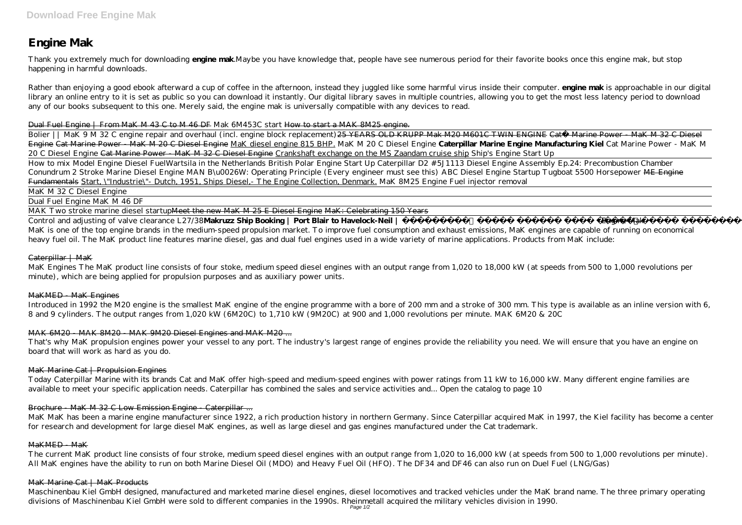# Engine Mak

Thank you extremely much for downloading **engine mak**.Maybe you have knowledge that, people have see numerous period for their favorite books once this engine mak, but stop happening in harmful downloads.

Rather than enjoying a good ebook afterward a cup of coffee in the afternoon, instead they juggled like some harmful virus inside their computer. **engine mak** is approachable in our digital library an online entry to it is set as public so you can download it instantly. Our digital library saves in multiple countries, allowing you to get the most less latency period to download any of our books subsequent to this one. Merely said, the engine mak is universally compatible with any devices to read.

Dual Fuel Engine | From MaK M 43 C to M 46 DF *Mak 6M453C start* How to start a MAK 8M25 engine.

Bolier || MaK 9 M 32 C engine repair and overhaul (incl. engine block replacement) 25 YEARS OLD KRUPP Mak M20 M601C TWIN ENGINE Cat® Marine Power - MaK M 32 C Diesel Engine Cat Marine Power - MaK M 20 C Diesel Engine MaK diesel engine 815 BHP. *MaK M 20 C Diesel Engine* **Caterpillar Marine Engine Manufacturing Kiel** *Cat Marine Power - MaK M 20 C Diesel Engine* Cat Marine Power - MaK M 32 C Diesel Engine Crankshaft exchange on the MS Zaandam cruise ship *Ship's Engine Start Up*

How to mix Model Engine Diesel Fuel*Wartsila in the Netherlands British Polar Engine Start Up Caterpillar D2 #5J1113 Diesel Engine Assembly Ep.24: Precombustion Chamber Conundrum 2 Stroke Marine Diesel Engine MAN B\u0026W: Operating Principle (Every engineer must see this) ABC Diesel Engine Startup Tugboat 5500 Horsepower* ME Engine Fundamentals Start, \"Industrie\"- Dutch, 1951, Ships Diesel,- The Engine Collection, Denmark. *MaK 8M25 Engine Fuel injector removal*

MaK M 32 C Diesel Engine

Dual Fuel Engine MaK M 46 DF

MAK Two stroke marine diesel startupMeet the new MaK M 25 E Diesel Engine MaK: Celebrating 150 Years

Control and adjusting of valve clearance L27/38**Makruzz Ship Booking | Port Blair to Havelock-Neil |** Engine Mak

MaK is one of the top engine brands in the medium-speed propulsion market. To improve fuel consumption and exhaust emissions, MaK engines are capable of running on economical heavy fuel oil. The MaK product line features marine diesel, gas and dual fuel engines used in a wide variety of marine applications. Products from MaK include:

## Caterpillar | MaK

MaK Engines The MaK product line consists of four stoke, medium speed diesel engines with an output range from 1,020 to 18,000 kW (at speeds from 500 to 1,000 revolutions per minute), which are being applied for propulsion purposes and as auxiliary power units.

## MaKMED - MaK Engines

Introduced in 1992 the M20 engine is the smallest MaK engine of the engine programme with a bore of 200 mm and a stroke of 300 mm. This type is available as an inline version with 6, 8 and 9 cylinders. The output ranges from 1,020 kW (6M20C) to 1,710 kW (9M20C) at 900 and 1,000 revolutions per minute. MAK 6M20 & 20C

## MAK 6M20 - MAK 8M20 - MAK 9M20 Diesel Engines and MAK M20 ...

That's why MaK propulsion engines power your vessel to any port. The industry's largest range of engines provide the reliability you need. We will ensure that you have an engine on board that will work as hard as you do.

## MaK Marine Cat | Propulsion Engines

Today Caterpillar Marine with its brands Cat and MaK offer high-speed and medium-speed engines with power ratings from 11 kW to 16,000 kW. Many different engine families are available to meet your specific application needs. Caterpillar has combined the sales and service activities and... Open the catalog to page 10

## Brochure - MaK M 32 C Low Emission Engine - Caterpillar ...

MaK MaK has been a marine engine manufacturer since 1922, a rich production history in northern Germany. Since Caterpillar acquired MaK in 1997, the Kiel facility has become a center for research and development for large diesel MaK engines, as well as large diesel and gas engines manufactured under the Cat trademark.

## MaKMED - MaK

The current MaK product line consists of four stroke, medium speed diesel engines with an output range from 1,020 to 16,000 kW (at speeds from 500 to 1,000 revolutions per minute). All MaK engines have the ability to run on both Marine Diesel Oil (MDO) and Heavy Fuel Oil (HFO). The DF34 and DF46 can also run on Duel Fuel (LNG/Gas)

## MaK Marine Cat | MaK Products

Maschinenbau Kiel GmbH designed, manufactured and marketed marine diesel engines, diesel locomotives and tracked vehicles under the MaK brand name. The three primary operating divisions of Maschinenbau Kiel GmbH were sold to different companies in the 1990s. Rheinmetall acquired the military vehicles division in 1990.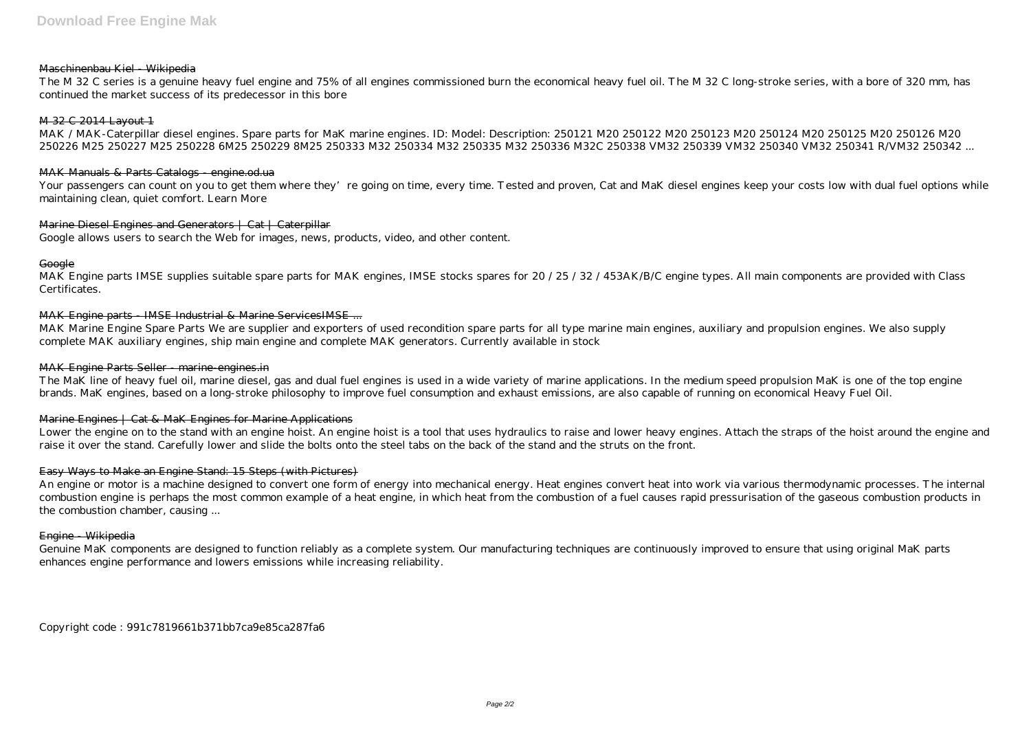Maschinenbau Kiel - Wikipedia

The M 32 C series is a genuine heavy fuel engine and 75% of all engines commissioned burn the economical heavy fuel oil. The M 32 C long-stroke series, with a bore of 320 mm, has continued the market success of its predecessor in this bore

M 32 C 2014 Layout 1

MAK / MAK-Caterpillar diesel engines. Spare parts for MaK marine engines. ID: Model: Description: 250121 M20 250122 M20 250123 M20 250124 M20 250125 M20 250126 M20 250226 M25 250227 M25 250228 6M25 250229 8M25 250333 M32 250334 M32 250335 M32 250336 M32C 250338 VM32 250339 VM32 250340 VM32 250341 R/VM32 250342 ...

MAK Manuals & Parts Catalogs - engine.od.ua

Your passengers can count on you to get them where they're going on time, every time. Tested and proven, Cat and MaK diesel engines keep your costs low with dual fuel options while maintaining clean, quiet comfort. Learn More

Marine Diesel Engines and Generators | Cat | Caterpillar

Google allows users to search the Web for images, news, products, video, and other content.

Google

MAK Engine parts IMSE supplies suitable spare parts for MAK engines, IMSE stocks spares for 20 / 25 / 32 / 453AK/B/C engine types. All main components are provided with Class Certificates.

MAK Engine parts - IMSE Industrial & Marine ServicesIMSE ...

MAK Marine Engine Spare Parts We are supplier and exporters of used recondition spare parts for all type marine main engines, auxiliary and propulsion engines. We also supply complete MAK auxiliary engines, ship main engine and complete MAK generators. Currently available in stock

MAK Engine Parts Seller - marine-engines.in

The MaK line of heavy fuel oil, marine diesel, gas and dual fuel engines is used in a wide variety of marine applications. In the medium speed propulsion MaK is one of the top engine brands. MaK engines, based on a long-stroke philosophy to improve fuel consumption and exhaust emissions, are also capable of running on economical Heavy Fuel Oil.

Marine Engines | Cat & MaK Engines for Marine Applications

Lower the engine on to the stand with an engine hoist. An engine hoist is a tool that uses hydraulics to raise and lower heavy engines. Attach the straps of the hoist around the engine and raise it over the stand. Carefully lower and slide the bolts onto the steel tabs on the back of the stand and the struts on the front.

Easy Ways to Make an Engine Stand: 15 Steps (with Pictures)

An engine or motor is a machine designed to convert one form of energy into mechanical energy. Heat engines convert heat into work via various thermodynamic processes. The internal combustion engine is perhaps the most common example of a heat engine, in which heat from the combustion of a fuel causes rapid pressurisation of the gaseous combustion products in the combustion chamber, causing ...

Engine - Wikipedia

Genuine MaK components are designed to function reliably as a complete system. Our manufacturing techniques are continuously improved to ensure that using original MaK parts enhances engine performance and lowers emissions while increasing reliability.

Copyright code : 991c7819661b371bb7ca9e85ca287fa6